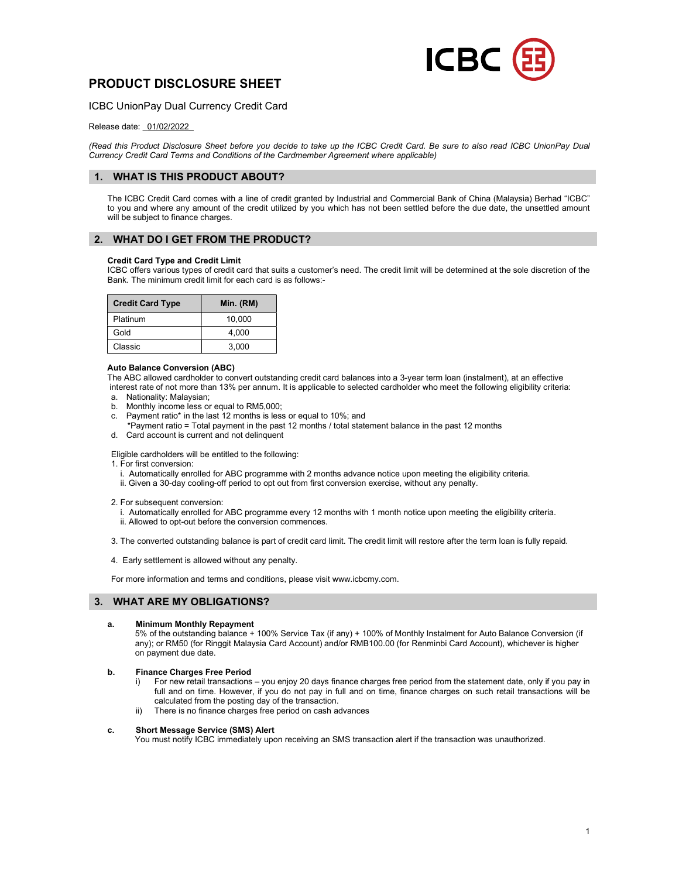# PRODUCT DISCLOSURE SHEET

ICBC UnionPay Dual Currency Credit Card

Release date: 01/02/2022

*(Read this Product Disclosure Sheet before you decide to take up the ICBC Credit Card. Be sure to also read ICBC UnionPay Dual Currency Credit Card Terms and Conditions of the Cardmember Agreement where applicable)*

## 1. WHAT IS THIS PRODUCT ABOUT?

The ICBC Credit Card comes with a line of credit granted by Industrial and Commercial Bank of China (Malaysia) Berhad "ICBC" to you and where any amount of the credit utilized by you which has not been settled before the due date, the unsettled amount will be subject to finance charges.

## 2. WHAT DO I GET FROM THE PRODUCT?

**Credit Card Type and Credit Limit**

ICBC offers various types of credit card that suits a customer's need. The credit limit will be determined at the sole discretion of the Bank. The minimum credit limit for each card is as follows:-

| Credit Card Type | Min. (RM) |
|---|---|
| Platinum | 10,000 |
| Gold | 4,000 |
| Classic | 3,000 |

**Auto Balance Conversion (ABC)**

The ABC allowed cardholder to convert outstanding credit card balances into a 3-year term loan (instalment), at an effective interest rate of not more than 13% per annum. It is applicable to selected cardholder who meet the following eligibility criteria:

a. Nationality: Malaysian;
b. Monthly income less or equal to RM5,000;
c. Payment ratio* in the last 12 months is less or equal to 10%; and
   *Payment ratio = Total payment in the past 12 months / total statement balance in the past 12 months
d. Card account is current and not delinquent

Eligible cardholders will be entitled to the following:

1. For first conversion:
   i. Automatically enrolled for ABC programme with 2 months advance notice upon meeting the eligibility criteria.
   ii. Given a 30-day cooling-off period to opt out from first conversion exercise, without any penalty.

2. For subsequent conversion:
   i. Automatically enrolled for ABC programme every 12 months with 1 month notice upon meeting the eligibility criteria.
   ii. Allowed to opt-out before the conversion commences.

3. The converted outstanding balance is part of credit card limit. The credit limit will restore after the term loan is fully repaid.

4. Early settlement is allowed without any penalty.

For more information and terms and conditions, please visit www.icbcmy.com.

## 3. WHAT ARE MY OBLIGATIONS?

**a. Minimum Monthly Repayment**

5% of the outstanding balance + 100% Service Tax (if any) + 100% of Monthly Instalment for Auto Balance Conversion (if any); or RM50 (for Ringgit Malaysia Card Account) and/or RMB100.00 (for Renminbi Card Account), whichever is higher on payment due date.

**b. Finance Charges Free Period**

i) For new retail transactions – you enjoy 20 days finance charges free period from the statement date, only if you pay in full and on time. However, if you do not pay in full and on time, finance charges on such retail transactions will be calculated from the posting day of the transaction.

ii) There is no finance charges free period on cash advances

**c. Short Message Service (SMS) Alert**

You must notify ICBC immediately upon receiving an SMS transaction alert if the transaction was unauthorized.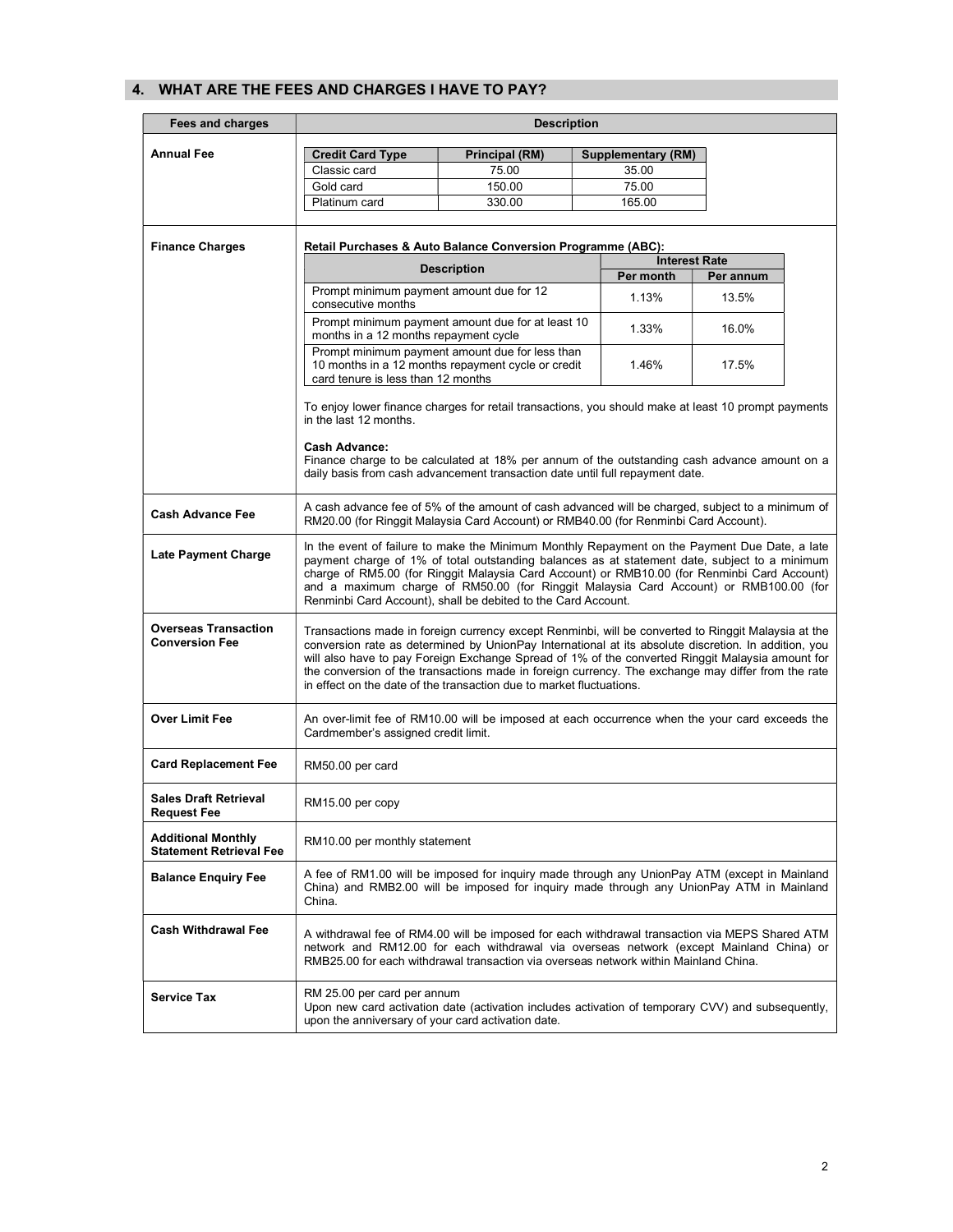## 4. WHAT ARE THE FEES AND CHARGES I HAVE TO PAY?

| Fees and charges | Description |
|---|---|
| **Annual Fee** | See Annual Fee table below |
| **Finance Charges** | See Finance Charges details below |
| **Cash Advance Fee** | A cash advance fee of 5% of the amount of cash advanced will be charged, subject to a minimum of RM20.00 (for Ringgit Malaysia Card Account) or RMB40.00 (for Renminbi Card Account). |
| **Late Payment Charge** | In the event of failure to make the Minimum Monthly Repayment on the Payment Due Date, a late payment charge of 1% of total outstanding balances as at statement date, subject to a minimum charge of RM5.00 (for Ringgit Malaysia Card Account) or RMB10.00 (for Renminbi Card Account) and a maximum charge of RM50.00 (for Ringgit Malaysia Card Account) or RMB100.00 (for Renminbi Card Account), shall be debited to the Card Account. |
| **Overseas Transaction Conversion Fee** | Transactions made in foreign currency except Renminbi, will be converted to Ringgit Malaysia at the conversion rate as determined by UnionPay International at its absolute discretion. In addition, you will also have to pay Foreign Exchange Spread of 1% of the converted Ringgit Malaysia amount for the conversion of the transactions made in foreign currency. The exchange may differ from the rate in effect on the date of the transaction due to market fluctuations. |
| **Over Limit Fee** | An over-limit fee of RM10.00 will be imposed at each occurrence when the your card exceeds the Cardmember's assigned credit limit. |
| **Card Replacement Fee** | RM50.00 per card |
| **Sales Draft Retrieval Request Fee** | RM15.00 per copy |
| **Additional Monthly Statement Retrieval Fee** | RM10.00 per monthly statement |
| **Balance Enquiry Fee** | A fee of RM1.00 will be imposed for inquiry made through any UnionPay ATM (except in Mainland China) and RMB2.00 will be imposed for inquiry made through any UnionPay ATM in Mainland China. |
| **Cash Withdrawal Fee** | A withdrawal fee of RM4.00 will be imposed for each withdrawal transaction via MEPS Shared ATM network and RM12.00 for each withdrawal via overseas network (except Mainland China) or RMB25.00 for each withdrawal transaction via overseas network within Mainland China. |
| **Service Tax** | RM 25.00 per card per annum<br>Upon new card activation date (activation includes activation of temporary CVV) and subsequently, upon the anniversary of your card activation date. |

**Annual Fee**

| Credit Card Type | Principal (RM) | Supplementary (RM) |
|---|---|---|
| Classic card | 75.00 | 35.00 |
| Gold card | 150.00 | 75.00 |
| Platinum card | 330.00 | 165.00 |

**Finance Charges**

**Retail Purchases & Auto Balance Conversion Programme (ABC):**

| Description | Interest Rate | |
|---|---|---|
| | Per month | Per annum |
| Prompt minimum payment amount due for 12 consecutive months | 1.13% | 13.5% |
| Prompt minimum payment amount due for at least 10 months in a 12 months repayment cycle | 1.33% | 16.0% |
| Prompt minimum payment amount due for less than 10 months in a 12 months repayment cycle or credit card tenure is less than 12 months | 1.46% | 17.5% |

To enjoy lower finance charges for retail transactions, you should make at least 10 prompt payments in the last 12 months.

**Cash Advance:**
Finance charge to be calculated at 18% per annum of the outstanding cash advance amount on a daily basis from cash advancement transaction date until full repayment date.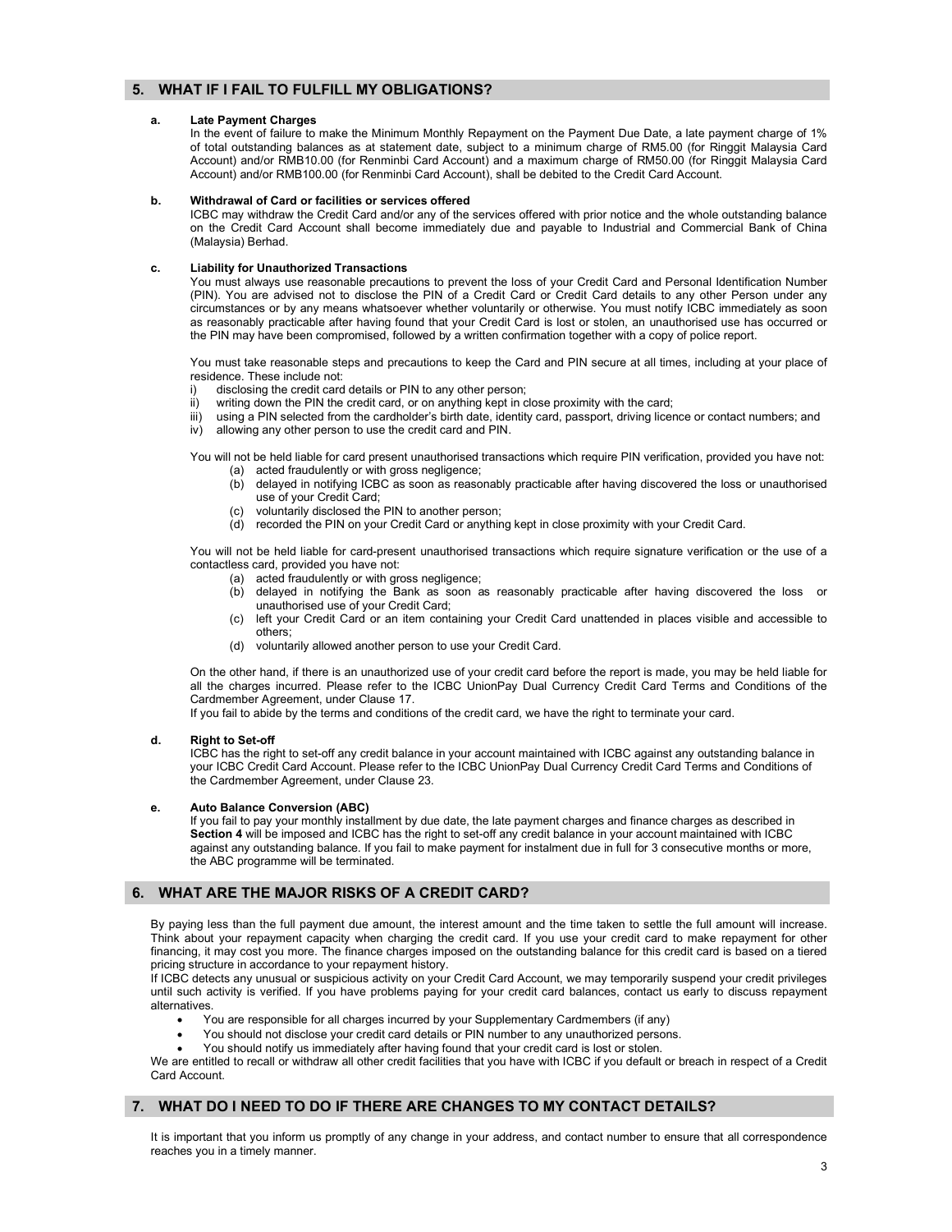## 5. WHAT IF I FAIL TO FULFILL MY OBLIGATIONS?

**a. Late Payment Charges**

In the event of failure to make the Minimum Monthly Repayment on the Payment Due Date, a late payment charge of 1% of total outstanding balances as at statement date, subject to a minimum charge of RM5.00 (for Ringgit Malaysia Card Account) and/or RMB10.00 (for Renminbi Card Account) and a maximum charge of RM50.00 (for Ringgit Malaysia Card Account) and/or RMB100.00 (for Renminbi Card Account), shall be debited to the Credit Card Account.

**b. Withdrawal of Card or facilities or services offered**

ICBC may withdraw the Credit Card and/or any of the services offered with prior notice and the whole outstanding balance on the Credit Card Account shall become immediately due and payable to Industrial and Commercial Bank of China (Malaysia) Berhad.

**c. Liability for Unauthorized Transactions**

You must always use reasonable precautions to prevent the loss of your Credit Card and Personal Identification Number (PIN). You are advised not to disclose the PIN of a Credit Card or Credit Card details to any other Person under any circumstances or by any means whatsoever whether voluntarily or otherwise. You must notify ICBC immediately as soon as reasonably practicable after having found that your Credit Card is lost or stolen, an unauthorised use has occurred or the PIN may have been compromised, followed by a written confirmation together with a copy of police report.

You must take reasonable steps and precautions to keep the Card and PIN secure at all times, including at your place of residence. These include not:

i) disclosing the credit card details or PIN to any other person;
ii) writing down the PIN the credit card, or on anything kept in close proximity with the card;
iii) using a PIN selected from the cardholder's birth date, identity card, passport, driving licence or contact numbers; and
iv) allowing any other person to use the credit card and PIN.

You will not be held liable for card present unauthorised transactions which require PIN verification, provided you have not:

(a) acted fraudulently or with gross negligence;
(b) delayed in notifying ICBC as soon as reasonably practicable after having discovered the loss or unauthorised use of your Credit Card;
(c) voluntarily disclosed the PIN to another person;
(d) recorded the PIN on your Credit Card or anything kept in close proximity with your Credit Card.

You will not be held liable for card-present unauthorised transactions which require signature verification or the use of a contactless card, provided you have not:

(a) acted fraudulently or with gross negligence;
(b) delayed in notifying the Bank as soon as reasonably practicable after having discovered the loss or unauthorised use of your Credit Card;
(c) left your Credit Card or an item containing your Credit Card unattended in places visible and accessible to others;
(d) voluntarily allowed another person to use your Credit Card.

On the other hand, if there is an unauthorized use of your credit card before the report is made, you may be held liable for all the charges incurred. Please refer to the ICBC UnionPay Dual Currency Credit Card Terms and Conditions of the Cardmember Agreement, under Clause 17.

If you fail to abide by the terms and conditions of the credit card, we have the right to terminate your card.

**d. Right to Set-off**

ICBC has the right to set-off any credit balance in your account maintained with ICBC against any outstanding balance in your ICBC Credit Card Account. Please refer to the ICBC UnionPay Dual Currency Credit Card Terms and Conditions of the Cardmember Agreement, under Clause 23.

**e. Auto Balance Conversion (ABC)**

If you fail to pay your monthly installment by due date, the late payment charges and finance charges as described in **Section 4** will be imposed and ICBC has the right to set-off any credit balance in your account maintained with ICBC against any outstanding balance. If you fail to make payment for instalment due in full for 3 consecutive months or more, the ABC programme will be terminated.

## 6. WHAT ARE THE MAJOR RISKS OF A CREDIT CARD?

By paying less than the full payment due amount, the interest amount and the time taken to settle the full amount will increase. Think about your repayment capacity when charging the credit card. If you use your credit card to make repayment for other financing, it may cost you more. The finance charges imposed on the outstanding balance for this credit card is based on a tiered pricing structure in accordance to your repayment history.

If ICBC detects any unusual or suspicious activity on your Credit Card Account, we may temporarily suspend your credit privileges until such activity is verified. If you have problems paying for your credit card balances, contact us early to discuss repayment alternatives.

- You are responsible for all charges incurred by your Supplementary Cardmembers (if any)
- You should not disclose your credit card details or PIN number to any unauthorized persons.
- You should notify us immediately after having found that your credit card is lost or stolen.

We are entitled to recall or withdraw all other credit facilities that you have with ICBC if you default or breach in respect of a Credit Card Account.

## 7. WHAT DO I NEED TO DO IF THERE ARE CHANGES TO MY CONTACT DETAILS?

It is important that you inform us promptly of any change in your address, and contact number to ensure that all correspondence reaches you in a timely manner.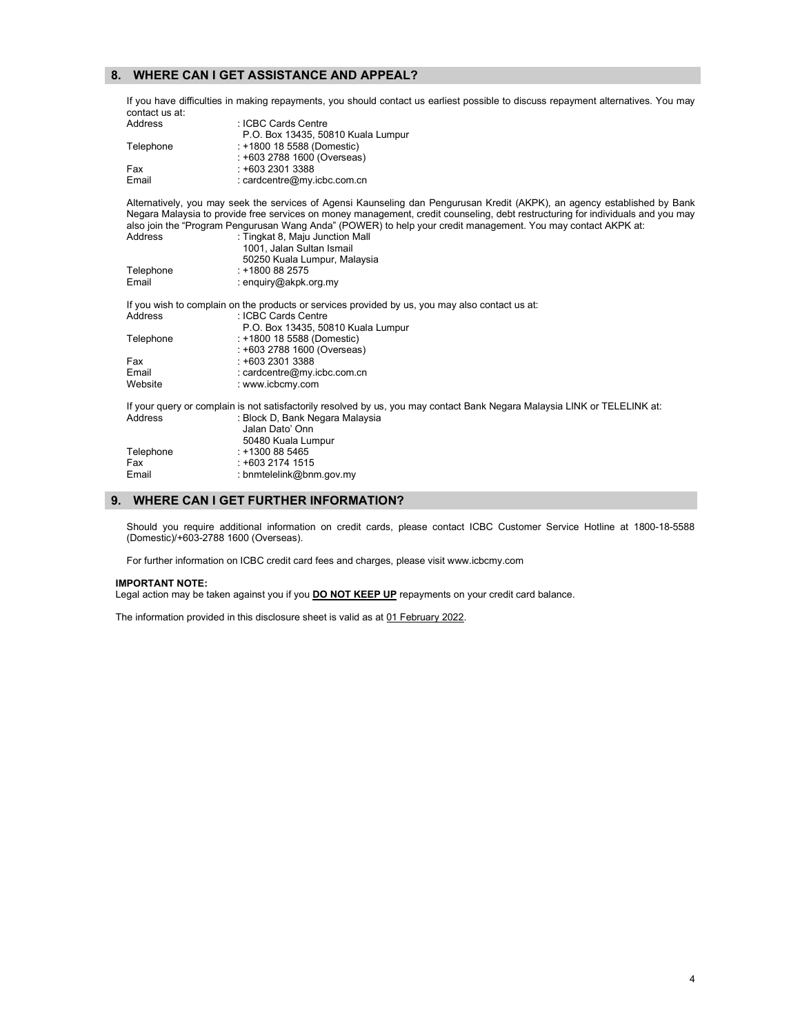## 8. WHERE CAN I GET ASSISTANCE AND APPEAL?

If you have difficulties in making repayments, you should contact us earliest possible to discuss repayment alternatives. You may contact us at:

| | |
|---|---|
| Address | : ICBC Cards Centre<br>P.O. Box 13435, 50810 Kuala Lumpur |
| Telephone | : +1800 18 5588 (Domestic)<br>: +603 2788 1600 (Overseas) |
| Fax | : +603 2301 3388 |
| Email | : cardcentre@my.icbc.com.cn |

Alternatively, you may seek the services of Agensi Kaunseling dan Pengurusan Kredit (AKPK), an agency established by Bank Negara Malaysia to provide free services on money management, credit counseling, debt restructuring for individuals and you may also join the "Program Pengurusan Wang Anda" (POWER) to help your credit management. You may contact AKPK at:

| | |
|---|---|
| Address | : Tingkat 8, Maju Junction Mall<br>1001, Jalan Sultan Ismail<br>50250 Kuala Lumpur, Malaysia |
| Telephone | : +1800 88 2575 |
| Email | : enquiry@akpk.org.my |

If you wish to complain on the products or services provided by us, you may also contact us at:

| | |
|---|---|
| Address | : ICBC Cards Centre<br>P.O. Box 13435, 50810 Kuala Lumpur |
| Telephone | : +1800 18 5588 (Domestic)<br>: +603 2788 1600 (Overseas) |
| Fax | : +603 2301 3388 |
| Email | : cardcentre@my.icbc.com.cn |
| Website | : www.icbcmy.com |

If your query or complain is not satisfactorily resolved by us, you may contact Bank Negara Malaysia LINK or TELELINK at:

| | |
|---|---|
| Address | : Block D, Bank Negara Malaysia<br>Jalan Dato' Onn<br>50480 Kuala Lumpur |
| Telephone | : +1300 88 5465 |
| Fax | : +603 2174 1515 |
| Email | : bnmtelelink@bnm.gov.my |

## 9. WHERE CAN I GET FURTHER INFORMATION?

Should you require additional information on credit cards, please contact ICBC Customer Service Hotline at 1800-18-5588 (Domestic)/+603-2788 1600 (Overseas).

For further information on ICBC credit card fees and charges, please visit www.icbcmy.com

**IMPORTANT NOTE:**
Legal action may be taken against you if you **DO NOT KEEP UP** repayments on your credit card balance.

The information provided in this disclosure sheet is valid as at 01 February 2022.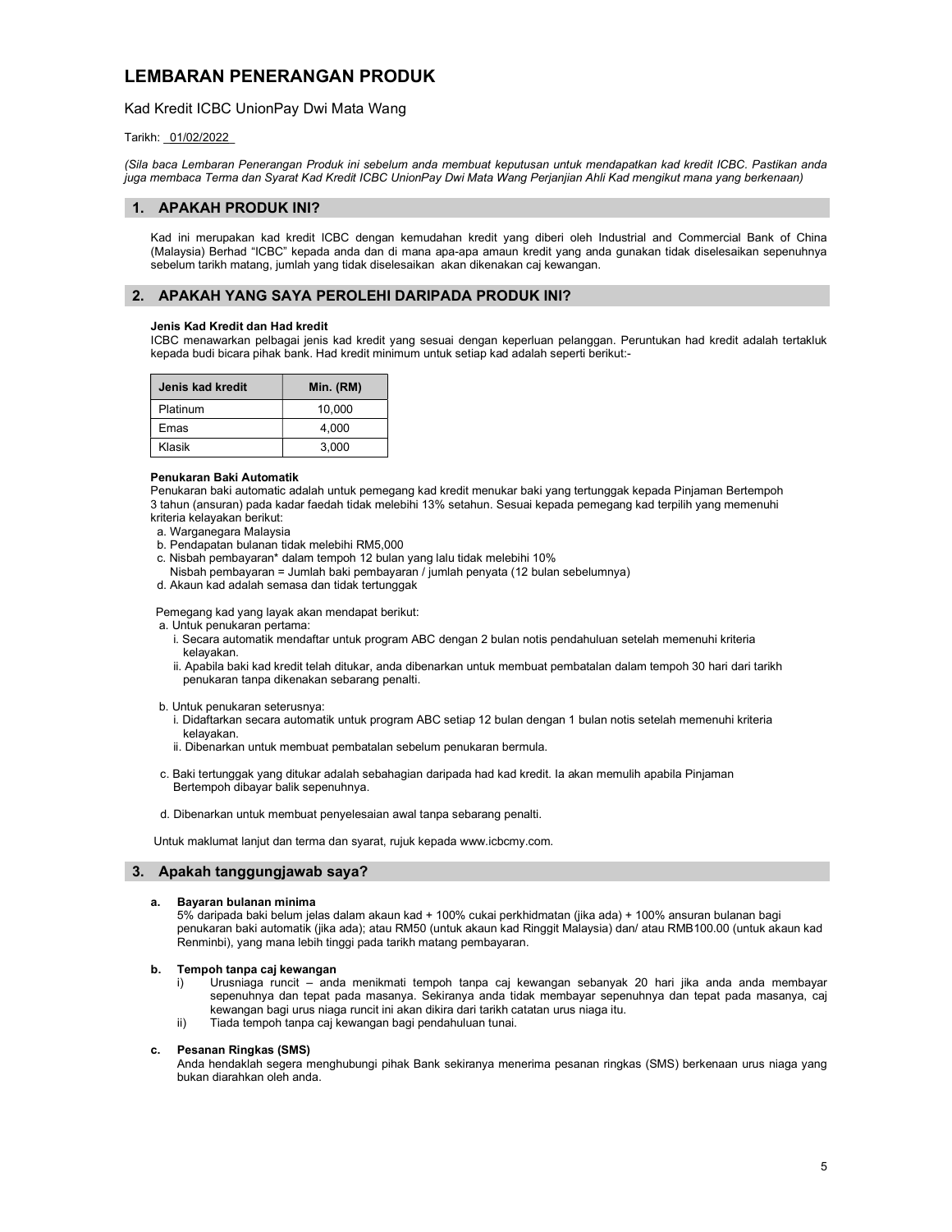# LEMBARAN PENERANGAN PRODUK

Kad Kredit ICBC UnionPay Dwi Mata Wang

Tarikh: 01/02/2022

*(Sila baca Lembaran Penerangan Produk ini sebelum anda membuat keputusan untuk mendapatkan kad kredit ICBC. Pastikan anda juga membaca Terma dan Syarat Kad Kredit ICBC UnionPay Dwi Mata Wang Perjanjian Ahli Kad mengikut mana yang berkenaan)*

## 1. APAKAH PRODUK INI?

Kad ini merupakan kad kredit ICBC dengan kemudahan kredit yang diberi oleh Industrial and Commercial Bank of China (Malaysia) Berhad "ICBC" kepada anda dan di mana apa-apa amaun kredit yang anda gunakan tidak diselesaikan sepenuhnya sebelum tarikh matang, jumlah yang tidak diselesaikan akan dikenakan caj kewangan.

## 2. APAKAH YANG SAYA PEROLEHI DARIPADA PRODUK INI?

**Jenis Kad Kredit dan Had kredit**

ICBC menawarkan pelbagai jenis kad kredit yang sesuai dengan keperluan pelanggan. Peruntukan had kredit adalah tertakluk kepada budi bicara pihak bank. Had kredit minimum untuk setiap kad adalah seperti berikut:-

| Jenis kad kredit | Min. (RM) |
|---|---|
| Platinum | 10,000 |
| Emas | 4,000 |
| Klasik | 3,000 |

**Penukaran Baki Automatik**

Penukaran baki automatic adalah untuk pemegang kad kredit menukar baki yang tertunggak kepada Pinjaman Bertempoh 3 tahun (ansuran) pada kadar faedah tidak melebihi 13% setahun. Sesuai kepada pemegang kad terpilih yang memenuhi kriteria kelayakan berikut:

a. Warganegara Malaysia
b. Pendapatan bulanan tidak melebihi RM5,000
c. Nisbah pembayaran* dalam tempoh 12 bulan yang lalu tidak melebihi 10%
   Nisbah pembayaran = Jumlah baki pembayaran / jumlah penyata (12 bulan sebelumnya)
d. Akaun kad adalah semasa dan tidak tertunggak

Pemegang kad yang layak akan mendapat berikut:

a. Untuk penukaran pertama:
   i. Secara automatik mendaftar untuk program ABC dengan 2 bulan notis pendahuluan setelah memenuhi kriteria kelayakan.
   ii. Apabila baki kad kredit telah ditukar, anda dibenarkan untuk membuat pembatalan dalam tempoh 30 hari dari tarikh penukaran tanpa dikenakan sebarang penalti.

b. Untuk penukaran seterusnya:
   i. Didaftarkan secara automatik untuk program ABC setiap 12 bulan dengan 1 bulan notis setelah memenuhi kriteria kelayakan.
   ii. Dibenarkan untuk membuat pembatalan sebelum penukaran bermula.

c. Baki tertunggak yang ditukar adalah sebahagian daripada had kad kredit. Ia akan memulih apabila Pinjaman Bertempoh dibayar balik sepenuhnya.

d. Dibenarkan untuk membuat penyelesaian awal tanpa sebarang penalti.

Untuk maklumat lanjut dan terma dan syarat, rujuk kepada www.icbcmy.com.

## 3. Apakah tanggungjawab saya?

**a. Bayaran bulanan minima**

5% daripada baki belum jelas dalam akaun kad + 100% cukai perkhidmatan (jika ada) + 100% ansuran bulanan bagi penukaran baki automatik (jika ada); atau RM50 (untuk akaun kad Ringgit Malaysia) dan/ atau RMB100.00 (untuk akaun kad Renminbi), yang mana lebih tinggi pada tarikh matang pembayaran.

**b. Tempoh tanpa caj kewangan**

i) Urusniaga runcit – anda menikmati tempoh tanpa caj kewangan sebanyak 20 hari jika anda anda membayar sepenuhnya dan tepat pada masanya. Sekiranya anda tidak membayar sepenuhnya dan tepat pada masanya, caj kewangan bagi urus niaga runcit ini akan dikira dari tarikh catatan urus niaga itu.

ii) Tiada tempoh tanpa caj kewangan bagi pendahuluan tunai.

**c. Pesanan Ringkas (SMS)**

Anda hendaklah segera menghubungi pihak Bank sekiranya menerima pesanan ringkas (SMS) berkenaan urus niaga yang bukan diarahkan oleh anda.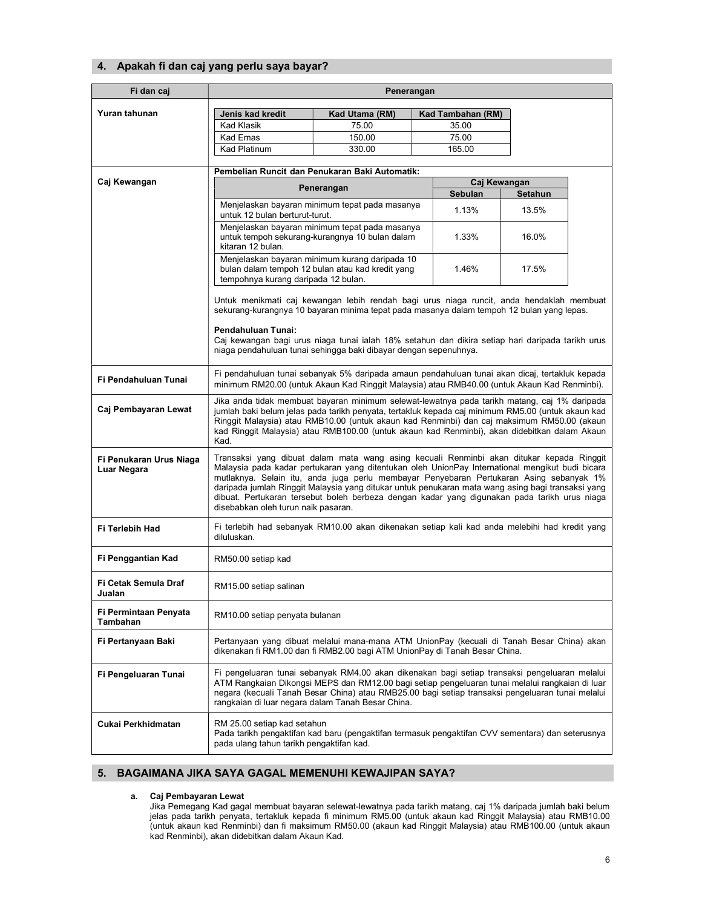## 4. Apakah fi dan caj yang perlu saya bayar?

<table>
<tr><th>Fi dan caj</th><th>Penerangan</th></tr>
<tr><td><b>Yuran tahunan</b></td><td>

| Jenis kad kredit | Kad Utama (RM) | Kad Tambahan (RM) |
|---|---|---|
| Kad Klasik | 75.00 | 35.00 |
| Kad Emas | 150.00 | 75.00 |
| Kad Platinum | 330.00 | 165.00 |

</td></tr>
<tr><td><b>Caj Kewangan</b></td><td>

**Pembelian Runcit dan Penukaran Baki Automatik:**

| Penerangan | Caj Kewangan | |
|---|---|---|
| | **Sebulan** | **Setahun** |
| Menjelaskan bayaran minimum tepat pada masanya untuk 12 bulan berturut-turut. | 1.13% | 13.5% |
| Menjelaskan bayaran minimum tepat pada masanya untuk tempoh sekurang-kurangnya 10 bulan dalam kitaran 12 bulan. | 1.33% | 16.0% |
| Menjelaskan bayaran minimum kurang daripada 10 bulan dalam tempoh 12 bulan atau kad kredit yang tempohnya kurang daripada 12 bulan. | 1.46% | 17.5% |

Untuk menikmati caj kewangan lebih rendah bagi urus niaga runcit, anda hendaklah membuat sekurang-kurangnya 10 bayaran minima tepat pada masanya dalam tempoh 12 bulan yang lepas.

**Pendahuluan Tunai:**
Caj kewangan bagi urus niaga tunai ialah 18% setahun dan dikira setiap hari daripada tarikh urus niaga pendahuluan tunai sehingga baki dibayar dengan sepenuhnya.

</td></tr>
<tr><td><b>Fi Pendahuluan Tunai</b></td><td>Fi pendahuluan tunai sebanyak 5% daripada amaun pendahuluan tunai akan dicaj, tertakluk kepada minimum RM20.00 (untuk Akaun Kad Ringgit Malaysia) atau RMB40.00 (untuk Akaun Kad Renminbi).</td></tr>
<tr><td><b>Caj Pembayaran Lewat</b></td><td>Jika anda tidak membuat bayaran minimum selewat-lewatnya pada tarikh matang, caj 1% daripada jumlah baki belum jelas pada tarikh penyata, tertakluk kepada caj minimum RM5.00 (untuk akaun kad Ringgit Malaysia) atau RMB10.00 (untuk akaun kad Renminbi) dan caj maksimum RM50.00 (akaun kad Ringgit Malaysia) atau RMB100.00 (untuk akaun kad Renminbi), akan didebitkan dalam Akaun Kad.</td></tr>
<tr><td><b>Fi Penukaran Urus Niaga Luar Negara</b></td><td>Transaksi yang dibuat dalam mata wang asing kecuali Renminbi akan ditukar kepada Ringgit Malaysia pada kadar pertukaran yang ditentukan oleh UnionPay International mengikut budi bicara mutlaknya. Selain itu, anda juga perlu membayar Penyebaran Pertukaran Asing sebanyak 1% daripada jumlah Ringgit Malaysia yang ditukar untuk penukaran mata wang asing bagi transaksi yang dibuat. Pertukaran tersebut boleh berbeza dengan kadar yang digunakan pada tarikh urus niaga disebabkan oleh turun naik pasaran.</td></tr>
<tr><td><b>Fi Terlebih Had</b></td><td>Fi terlebih had sebanyak RM10.00 akan dikenakan setiap kali kad anda melebihi had kredit yang diluluskan.</td></tr>
<tr><td><b>Fi Penggantian Kad</b></td><td>RM50.00 setiap kad</td></tr>
<tr><td><b>Fi Cetak Semula Draf Jualan</b></td><td>RM15.00 setiap salinan</td></tr>
<tr><td><b>Fi Permintaan Penyata Tambahan</b></td><td>RM10.00 setiap penyata bulanan</td></tr>
<tr><td><b>Fi Pertanyaan Baki</b></td><td>Pertanyaan yang dibuat melalui mana-mana ATM UnionPay (kecuali di Tanah Besar China) akan dikenakan fi RM1.00 dan fi RMB2.00 bagi ATM UnionPay di Tanah Besar China.</td></tr>
<tr><td><b>Fi Pengeluaran Tunai</b></td><td>Fi pengeluaran tunai sebanyak RM4.00 akan dikenakan bagi setiap transaksi pengeluaran melalui ATM Rangkaian Dikongsi MEPS dan RM12.00 bagi setiap pengeluaran tunai melalui rangkaian di luar negara (kecuali Tanah Besar China) atau RMB25.00 bagi setiap transaksi pengeluaran tunai melalui rangkaian di luar negara dalam Tanah Besar China.</td></tr>
<tr><td><b>Cukai Perkhidmatan</b></td><td>RM 25.00 setiap kad setahun<br>Pada tarikh pengaktifan kad baru (pengaktifan termasuk pengaktifan CVV sementara) dan seterusnya pada ulang tahun tarikh pengaktifan kad.</td></tr>
</table>

## 5. BAGAIMANA JIKA SAYA GAGAL MEMENUHI KEWAJIPAN SAYA?

**a. Caj Pembayaran Lewat**

Jika Pemegang Kad gagal membuat bayaran selewat-lewatnya pada tarikh matang, caj 1% daripada jumlah baki belum jelas pada tarikh penyata, tertakluk kepada fi minimum RM5.00 (untuk akaun kad Ringgit Malaysia) atau RMB10.00 (untuk akaun kad Renminbi) dan fi maksimum RM50.00 (akaun kad Ringgit Malaysia) atau RMB100.00 (untuk akaun kad Renminbi), akan didebitkan dalam Akaun Kad.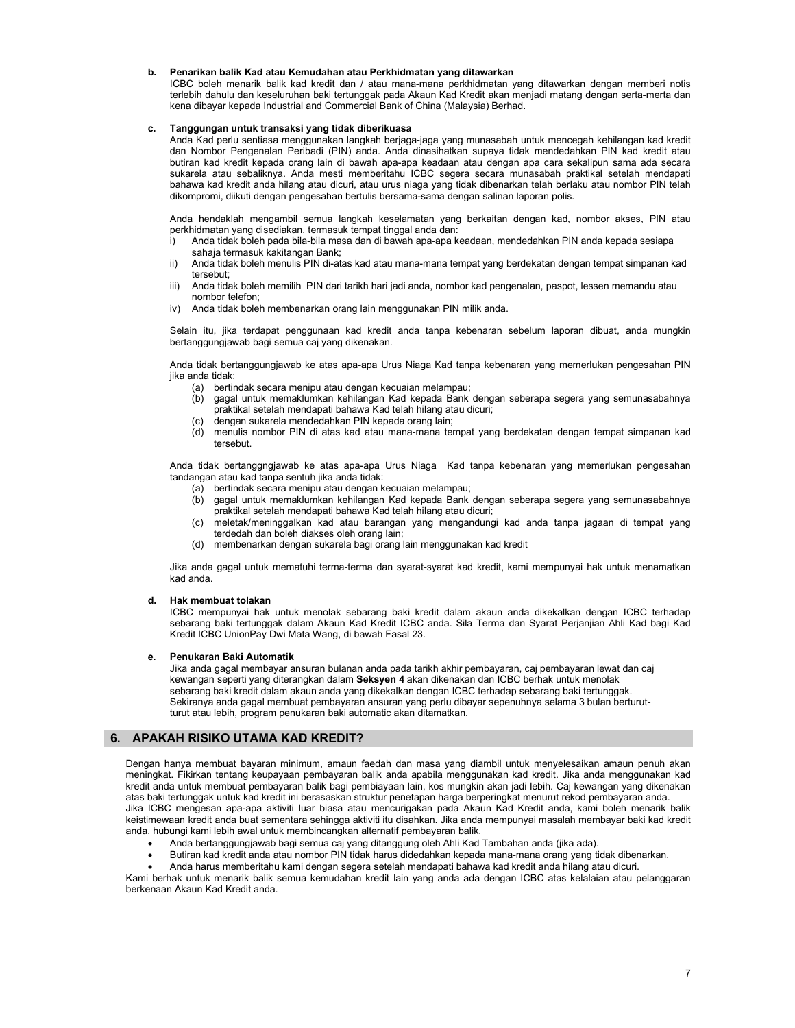**b. Penarikan balik Kad atau Kemudahan atau Perkhidmatan yang ditawarkan**

ICBC boleh menarik balik kad kredit dan / atau mana-mana perkhidmatan yang ditawarkan dengan memberi notis terlebih dahulu dan keseluruhan baki tertunggak pada Akaun Kad Kredit akan menjadi matang dengan serta-merta dan kena dibayar kepada Industrial and Commercial Bank of China (Malaysia) Berhad.

**c. Tanggungan untuk transaksi yang tidak diberikuasa**

Anda Kad perlu sentiasa menggunakan langkah berjaga-jaga yang munasabah untuk mencegah kehilangan kad kredit dan Nombor Pengenalan Peribadi (PIN) anda. Anda dinasihatkan supaya tidak mendedahkan PIN kad kredit atau butiran kad kredit kepada orang lain di bawah apa-apa keadaan atau dengan apa cara sekalipun sama ada secara sukarela atau sebaliknya. Anda mesti memberitahu ICBC segera secara munasabah praktikal setelah mendapati bahawa kad kredit anda hilang atau dicuri, atau urus niaga yang tidak dibenarkan telah berlaku atau nombor PIN telah dikompromi, diikuti dengan pengesahan bertulis bersama-sama dengan salinan laporan polis.

Anda hendaklah mengambil semua langkah keselamatan yang berkaitan dengan kad, nombor akses, PIN atau perkhidmatan yang disediakan, termasuk tempat tinggal anda dan:

i) Anda tidak boleh pada bila-bila masa dan di bawah apa-apa keadaan, mendedahkan PIN anda kepada sesiapa sahaja termasuk kakitangan Bank;
ii) Anda tidak boleh menulis PIN di-atas kad atau mana-mana tempat yang berdekatan dengan tempat simpanan kad tersebut;
iii) Anda tidak boleh memilih PIN dari tarikh hari jadi anda, nombor kad pengenalan, paspot, lessen memandu atau nombor telefon;
iv) Anda tidak boleh membenarkan orang lain menggunakan PIN milik anda.

Selain itu, jika terdapat penggunaan kad kredit anda tanpa kebenaran sebelum laporan dibuat, anda mungkin bertanggungjawab bagi semua caj yang dikenakan.

Anda tidak bertanggungjawab ke atas apa-apa Urus Niaga Kad tanpa kebenaran yang memerlukan pengesahan PIN jika anda tidak:

(a) bertindak secara menipu atau dengan kecuaian melampau;
(b) gagal untuk memaklumkan kehilangan Kad kepada Bank dengan seberapa segera yang semunasabahnya praktikal setelah mendapati bahawa Kad telah hilang atau dicuri;
(c) dengan sukarela mendedahkan PIN kepada orang lain;
(d) menulis nombor PIN di atas kad atau mana-mana tempat yang berdekatan dengan tempat simpanan kad tersebut.

Anda tidak bertangggngjawab ke atas apa-apa Urus Niaga Kad tanpa kebenaran yang memerlukan pengesahan tandangan atau kad tanpa sentuh jika anda tidak:

(a) bertindak secara menipu atau dengan kecuaian melampau;
(b) gagal untuk memaklumkan kehilangan Kad kepada Bank dengan seberapa segera yang semunasabahnya praktikal setelah mendapati bahawa Kad telah hilang atau dicuri;
(c) meletak/meninggalkan kad atau barangan yang mengandungi kad anda tanpa jagaan di tempat yang terdedah dan boleh diakses oleh orang lain;
(d) membenarkan dengan sukarela bagi orang lain menggunakan kad kredit

Jika anda gagal untuk mematuhi terma-terma dan syarat-syarat kad kredit, kami mempunyai hak untuk menamatkan kad anda.

**d. Hak membuat tolakan**

ICBC mempunyai hak untuk menolak sebarang baki kredit dalam akaun anda dikekalkan dengan ICBC terhadap sebarang baki tertunggak dalam Akaun Kad Kredit ICBC anda. Sila Terma dan Syarat Perjanjian Ahli Kad bagi Kad Kredit ICBC UnionPay Dwi Mata Wang, di bawah Fasal 23.

**e. Penukaran Baki Automatik**

Jika anda gagal membayar ansuran bulanan anda pada tarikh akhir pembayaran, caj pembayaran lewat dan caj kewangan seperti yang diterangkan dalam **Seksyen 4** akan dikenakan dan ICBC berhak untuk menolak sebarang baki kredit dalam akaun anda yang dikekalkan dengan ICBC terhadap sebarang baki tertunggak. Sekiranya anda gagal membuat pembayaran ansuran yang perlu dibayar sepenuhnya selama 3 bulan berturut-turut atau lebih, program penukaran baki automatic akan ditamatkan.

## 6. APAKAH RISIKO UTAMA KAD KREDIT?

Dengan hanya membuat bayaran minimum, amaun faedah dan masa yang diambil untuk menyelesaikan amaun penuh akan meningkat. Fikirkan tentang keupayaan pembayaran balik anda apabila menggunakan kad kredit. Jika anda menggunakan kad kredit anda untuk membuat pembayaran balik bagi pembiayaan lain, kos mungkin akan jadi lebih. Caj kewangan yang dikenakan atas baki tertunggak untuk kad kredit ini berasaskan struktur penetapan harga berperingkat menurut rekod pembayaran anda.
Jika ICBC mengesan apa-apa aktiviti luar biasa atau mencurigakan pada Akaun Kad Kredit anda, kami boleh menarik balik keistimewaan kredit anda buat sementara sehingga aktiviti itu disahkan. Jika anda mempunyai masalah membayar baki kad kredit anda, hubungi kami lebih awal untuk membincangkan alternatif pembayaran balik.

- Anda bertanggungjawab bagi semua caj yang ditanggung oleh Ahli Kad Tambahan anda (jika ada).
- Butiran kad kredit anda atau nombor PIN tidak harus didedahkan kepada mana-mana orang yang tidak dibenarkan.
- Anda harus memberitahu kami dengan segera setelah mendapati bahawa kad kredit anda hilang atau dicuri.

Kami berhak untuk menarik balik semua kemudahan kredit lain yang anda ada dengan ICBC atas kelalaian atau pelanggaran berkenaan Akaun Kad Kredit anda.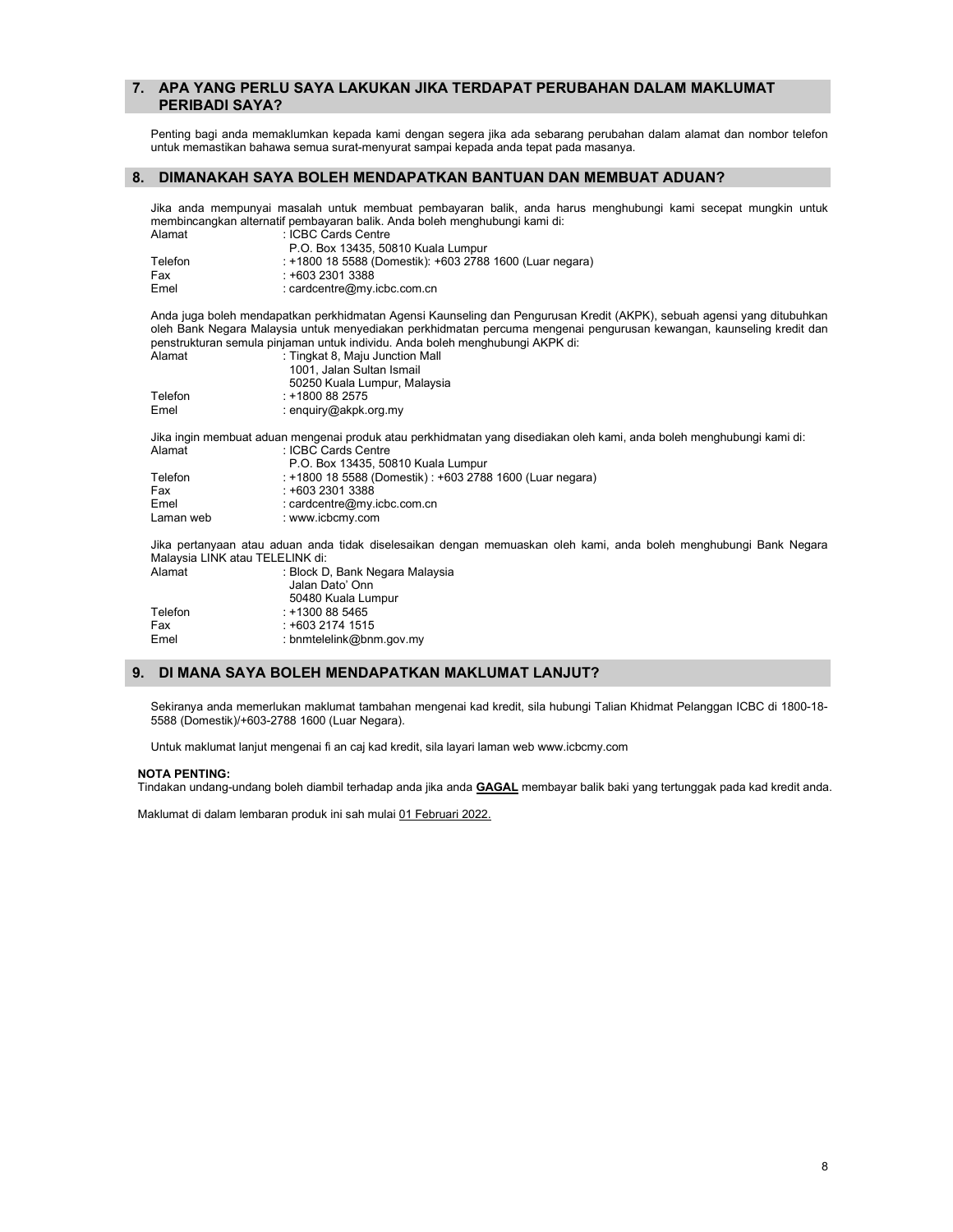## 7. APA YANG PERLU SAYA LAKUKAN JIKA TERDAPAT PERUBAHAN DALAM MAKLUMAT PERIBADI SAYA?

Penting bagi anda memaklumkan kepada kami dengan segera jika ada sebarang perubahan dalam alamat dan nombor telefon untuk memastikan bahawa semua surat-menyurat sampai kepada anda tepat pada masanya.

## 8. DIMANAKAH SAYA BOLEH MENDAPATKAN BANTUAN DAN MEMBUAT ADUAN?

Jika anda mempunyai masalah untuk membuat pembayaran balik, anda harus menghubungi kami secepat mungkin untuk membincangkan alternatif pembayaran balik. Anda boleh menghubungi kami di:

| | |
|---|---|
| Alamat | : ICBC Cards Centre<br>P.O. Box 13435, 50810 Kuala Lumpur |
| Telefon | : +1800 18 5588 (Domestik): +603 2788 1600 (Luar negara) |
| Fax | : +603 2301 3388 |
| Emel | : cardcentre@my.icbc.com.cn |

Anda juga boleh mendapatkan perkhidmatan Agensi Kaunseling dan Pengurusan Kredit (AKPK), sebuah agensi yang ditubuhkan oleh Bank Negara Malaysia untuk menyediakan perkhidmatan percuma mengenai pengurusan kewangan, kaunseling kredit dan penstrukturan semula pinjaman untuk individu. Anda boleh menghubungi AKPK di:

| | |
|---|---|
| Alamat | : Tingkat 8, Maju Junction Mall<br>1001, Jalan Sultan Ismail<br>50250 Kuala Lumpur, Malaysia |
| Telefon | : +1800 88 2575 |
| Emel | : enquiry@akpk.org.my |

Jika ingin membuat aduan mengenai produk atau perkhidmatan yang disediakan oleh kami, anda boleh menghubungi kami di:

| | |
|---|---|
| Alamat | : ICBC Cards Centre<br>P.O. Box 13435, 50810 Kuala Lumpur |
| Telefon | : +1800 18 5588 (Domestik) : +603 2788 1600 (Luar negara) |
| Fax | : +603 2301 3388 |
| Emel | : cardcentre@my.icbc.com.cn |
| Laman web | : www.icbcmy.com |

Jika pertanyaan atau aduan anda tidak diselesaikan dengan memuaskan oleh kami, anda boleh menghubungi Bank Negara Malaysia LINK atau TELELINK di:

| | |
|---|---|
| Alamat | : Block D, Bank Negara Malaysia<br>Jalan Dato' Onn<br>50480 Kuala Lumpur |
| Telefon | : +1300 88 5465 |
| Fax | : +603 2174 1515 |
| Emel | : bnmtelelink@bnm.gov.my |

## 9. DI MANA SAYA BOLEH MENDAPATKAN MAKLUMAT LANJUT?

Sekiranya anda memerlukan maklumat tambahan mengenai kad kredit, sila hubungi Talian Khidmat Pelanggan ICBC di 1800-18-5588 (Domestik)/+603-2788 1600 (Luar Negara).

Untuk maklumat lanjut mengenai fi an caj kad kredit, sila layari laman web www.icbcmy.com

**NOTA PENTING:**
Tindakan undang-undang boleh diambil terhadap anda jika anda **GAGAL** membayar balik baki yang tertunggak pada kad kredit anda.

Maklumat di dalam lembaran produk ini sah mulai 01 Februari 2022.